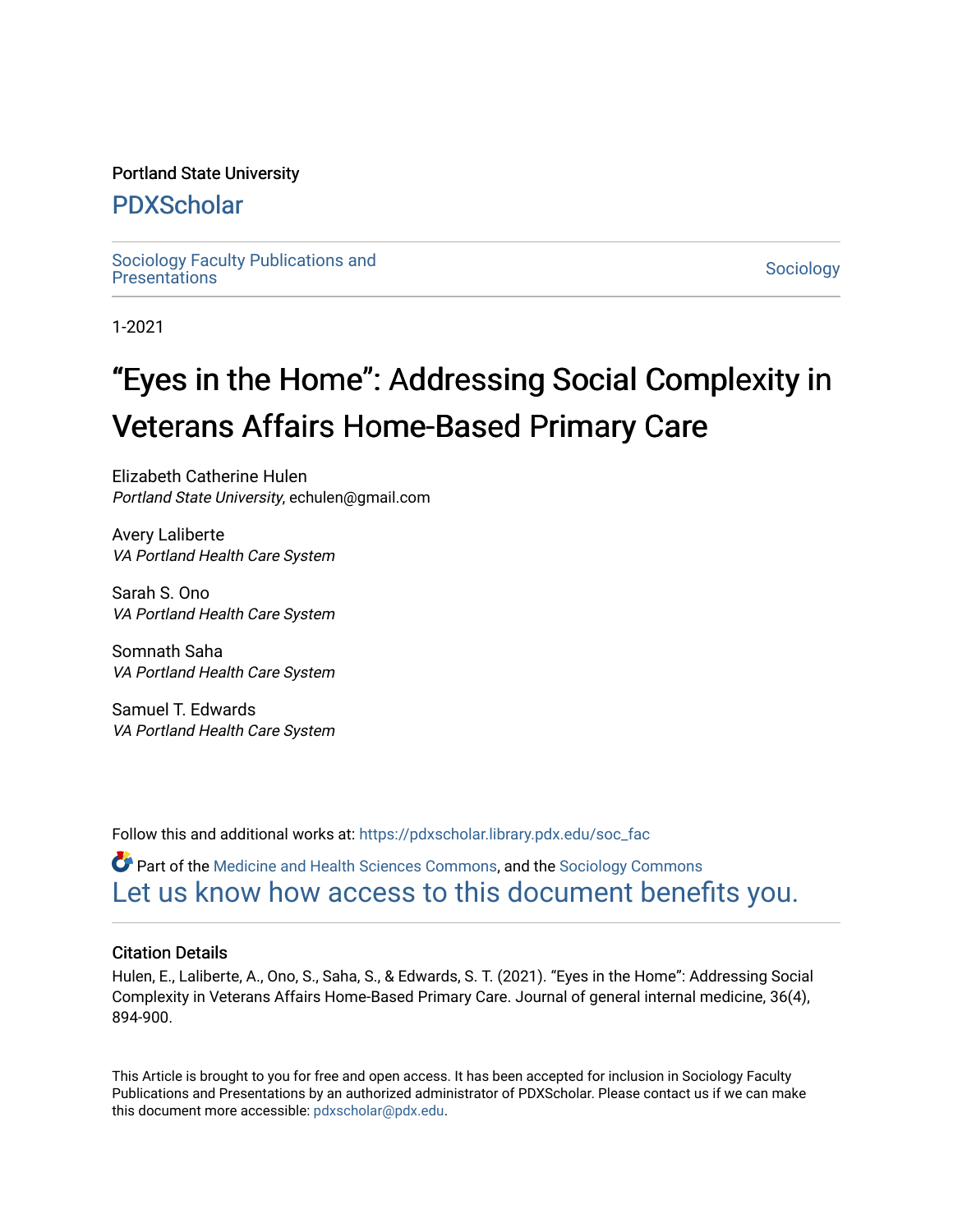Portland State University

PDXScholar

Sociology Faculty Publications and Presentations

Sociology

1-2021

# "Eyes in the Home": Addressing Social Complexity in Veterans Affairs Home-Based Primary Care

Elizabeth Catherine Hulen
*Portland State University*, echulen@gmail.com

Avery Laliberte
*VA Portland Health Care System*

Sarah S. Ono
*VA Portland Health Care System*

Somnath Saha
*VA Portland Health Care System*

Samuel T. Edwards
*VA Portland Health Care System*

Follow this and additional works at: https://pdxscholar.library.pdx.edu/soc_fac

Part of the Medicine and Health Sciences Commons, and the Sociology Commons

Let us know how access to this document benefits you.

## Citation Details

Hulen, E., Laliberte, A., Ono, S., Saha, S., & Edwards, S. T. (2021). "Eyes in the Home": Addressing Social Complexity in Veterans Affairs Home-Based Primary Care. Journal of general internal medicine, 36(4), 894-900.

This Article is brought to you for free and open access. It has been accepted for inclusion in Sociology Faculty Publications and Presentations by an authorized administrator of PDXScholar. Please contact us if we can make this document more accessible: pdxscholar@pdx.edu.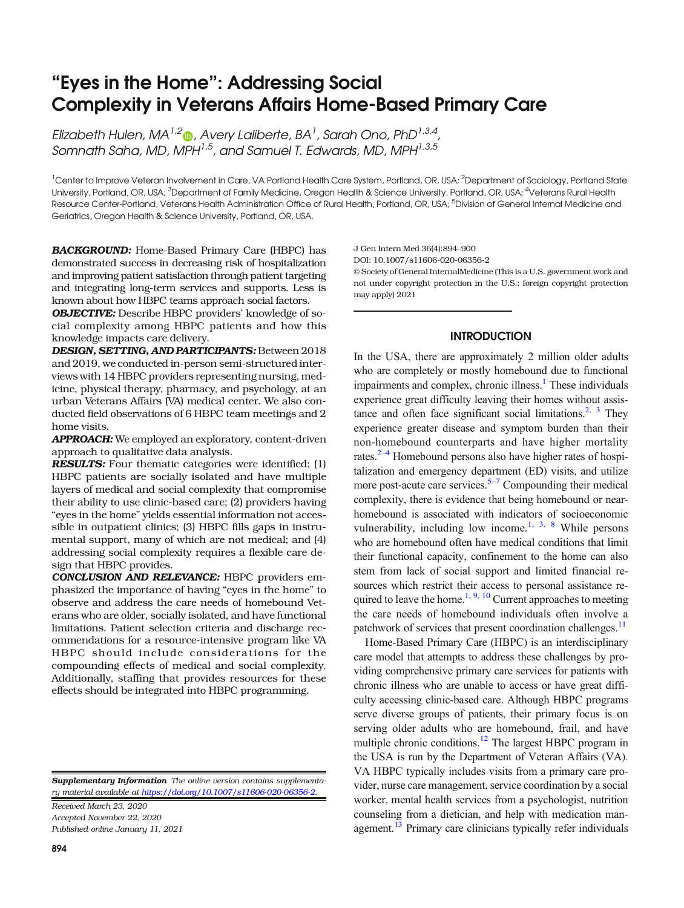# "Eyes in the Home": Addressing Social Complexity in Veterans Affairs Home-Based Primary Care

*Elizabeth Hulen, MA*[1,2], *Avery Laliberte, BA*[1], *Sarah Ono, PhD*[1,3,4], *Somnath Saha, MD, MPH*[1,5], and *Samuel T. Edwards, MD, MPH*[1,3,5]

[1]Center to Improve Veteran Involvement in Care, VA Portland Health Care System, Portland, OR, USA; [2]Department of Sociology, Portland State University, Portland, OR, USA; [3]Department of Family Medicine, Oregon Health & Science University, Portland, OR, USA; [4]Veterans Rural Health Resource Center-Portland, Veterans Health Administration Office of Rural Health, Portland, OR, USA; [5]Division of General Internal Medicine and Geriatrics, Oregon Health & Science University, Portland, OR, USA.

***BACKGROUND:*** Home-Based Primary Care (HBPC) has demonstrated success in decreasing risk of hospitalization and improving patient satisfaction through patient targeting and integrating long-term services and supports. Less is known about how HBPC teams approach social factors.

***OBJECTIVE:*** Describe HBPC providers' knowledge of social complexity among HBPC patients and how this knowledge impacts care delivery.

***DESIGN, SETTING, AND PARTICIPANTS:*** Between 2018 and 2019, we conducted in-person semi-structured interviews with 14 HBPC providers representing nursing, medicine, physical therapy, pharmacy, and psychology, at an urban Veterans Affairs (VA) medical center. We also conducted field observations of 6 HBPC team meetings and 2 home visits.

***APPROACH:*** We employed an exploratory, content-driven approach to qualitative data analysis.

***RESULTS:*** Four thematic categories were identified: (1) HBPC patients are socially isolated and have multiple layers of medical and social complexity that compromise their ability to use clinic-based care; (2) providers having "eyes in the home" yields essential information not accessible in outpatient clinics; (3) HBPC fills gaps in instrumental support, many of which are not medical; and (4) addressing social complexity requires a flexible care design that HBPC provides.

***CONCLUSION AND RELEVANCE:*** HBPC providers emphasized the importance of having "eyes in the home" to observe and address the care needs of homebound Veterans who are older, socially isolated, and have functional limitations. Patient selection criteria and discharge recommendations for a resource-intensive program like VA HBPC should include considerations for the compounding effects of medical and social complexity. Additionally, staffing that provides resources for these effects should be integrated into HBPC programming.

***Supplementary Information*** *The online version contains supplementary material available at https://doi.org/10.1007/s11606-020-06356-2.*

*Received March 23, 2020*
*Accepted November 22, 2020*
*Published online January 11, 2021*

J Gen Intern Med 36(4):894–900
DOI: 10.1007/s11606-020-06356-2
© Society of General InternalMedicine (This is a U.S. government work and not under copyright protection in the U.S.; foreign copyright protection may apply) 2021

## INTRODUCTION

In the USA, there are approximately 2 million older adults who are completely or mostly homebound due to functional impairments and complex, chronic illness.[1] These individuals experience great difficulty leaving their homes without assistance and often face significant social limitations.[2, 3] They experience greater disease and symptom burden than their non-homebound counterparts and have higher mortality rates.[2–4] Homebound persons also have higher rates of hospitalization and emergency department (ED) visits, and utilize more post-acute care services.[5–7] Compounding their medical complexity, there is evidence that being homebound or near-homebound is associated with indicators of socioeconomic vulnerability, including low income.[1, 3, 8] While persons who are homebound often have medical conditions that limit their functional capacity, confinement to the home can also stem from lack of social support and limited financial resources which restrict their access to personal assistance required to leave the home.[1, 9, 10] Current approaches to meeting the care needs of homebound individuals often involve a patchwork of services that present coordination challenges.[11]

Home-Based Primary Care (HBPC) is an interdisciplinary care model that attempts to address these challenges by providing comprehensive primary care services for patients with chronic illness who are unable to access or have great difficulty accessing clinic-based care. Although HBPC programs serve diverse groups of patients, their primary focus is on serving older adults who are homebound, frail, and have multiple chronic conditions.[12] The largest HBPC program in the USA is run by the Department of Veteran Affairs (VA). VA HBPC typically includes visits from a primary care provider, nurse care management, service coordination by a social worker, mental health services from a psychologist, nutrition counseling from a dietician, and help with medication management.[13] Primary care clinicians typically refer individuals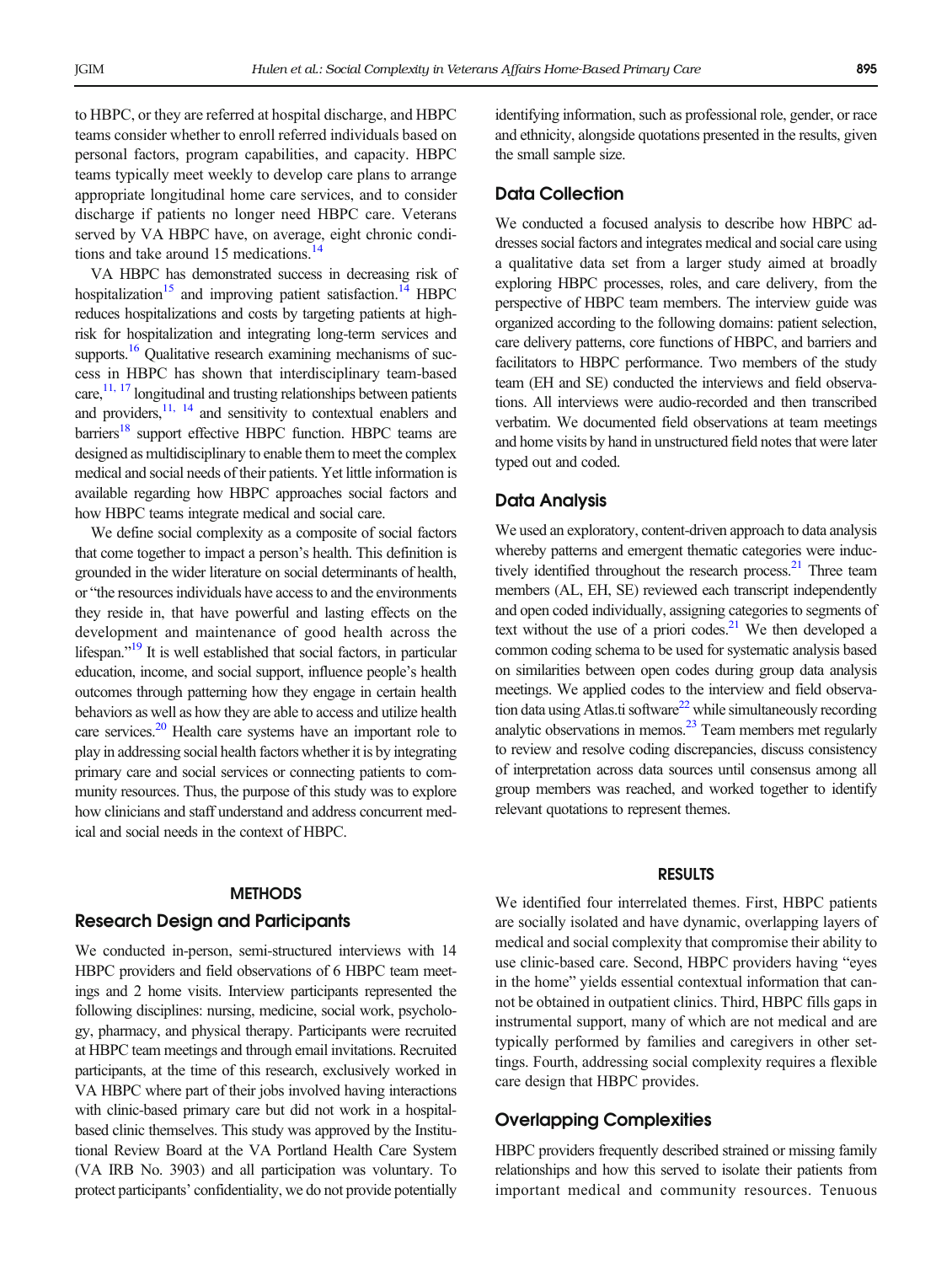to HBPC, or they are referred at hospital discharge, and HBPC teams consider whether to enroll referred individuals based on personal factors, program capabilities, and capacity. HBPC teams typically meet weekly to develop care plans to arrange appropriate longitudinal home care services, and to consider discharge if patients no longer need HBPC care. Veterans served by VA HBPC have, on average, eight chronic conditions and take around 15 medications.[14]

VA HBPC has demonstrated success in decreasing risk of hospitalization[15] and improving patient satisfaction.[14] HBPC reduces hospitalizations and costs by targeting patients at high-risk for hospitalization and integrating long-term services and supports.[16] Qualitative research examining mechanisms of success in HBPC has shown that interdisciplinary team-based care,[11, 17] longitudinal and trusting relationships between patients and providers,[11, 14] and sensitivity to contextual enablers and barriers[18] support effective HBPC function. HBPC teams are designed as multidisciplinary to enable them to meet the complex medical and social needs of their patients. Yet little information is available regarding how HBPC approaches social factors and how HBPC teams integrate medical and social care.

We define social complexity as a composite of social factors that come together to impact a person's health. This definition is grounded in the wider literature on social determinants of health, or "the resources individuals have access to and the environments they reside in, that have powerful and lasting effects on the development and maintenance of good health across the lifespan."[19] It is well established that social factors, in particular education, income, and social support, influence people's health outcomes through patterning how they engage in certain health behaviors as well as how they are able to access and utilize health care services.[20] Health care systems have an important role to play in addressing social health factors whether it is by integrating primary care and social services or connecting patients to community resources. Thus, the purpose of this study was to explore how clinicians and staff understand and address concurrent medical and social needs in the context of HBPC.

## METHODS

### Research Design and Participants

We conducted in-person, semi-structured interviews with 14 HBPC providers and field observations of 6 HBPC team meetings and 2 home visits. Interview participants represented the following disciplines: nursing, medicine, social work, psychology, pharmacy, and physical therapy. Participants were recruited at HBPC team meetings and through email invitations. Recruited participants, at the time of this research, exclusively worked in VA HBPC where part of their jobs involved having interactions with clinic-based primary care but did not work in a hospital-based clinic themselves. This study was approved by the Institutional Review Board at the VA Portland Health Care System (VA IRB No. 3903) and all participation was voluntary. To protect participants' confidentiality, we do not provide potentially identifying information, such as professional role, gender, or race and ethnicity, alongside quotations presented in the results, given the small sample size.

### Data Collection

We conducted a focused analysis to describe how HBPC addresses social factors and integrates medical and social care using a qualitative data set from a larger study aimed at broadly exploring HBPC processes, roles, and care delivery, from the perspective of HBPC team members. The interview guide was organized according to the following domains: patient selection, care delivery patterns, core functions of HBPC, and barriers and facilitators to HBPC performance. Two members of the study team (EH and SE) conducted the interviews and field observations. All interviews were audio-recorded and then transcribed verbatim. We documented field observations at team meetings and home visits by hand in unstructured field notes that were later typed out and coded.

### Data Analysis

We used an exploratory, content-driven approach to data analysis whereby patterns and emergent thematic categories were inductively identified throughout the research process.[21] Three team members (AL, EH, SE) reviewed each transcript independently and open coded individually, assigning categories to segments of text without the use of a priori codes.[21] We then developed a common coding schema to be used for systematic analysis based on similarities between open codes during group data analysis meetings. We applied codes to the interview and field observation data using Atlas.ti software[22] while simultaneously recording analytic observations in memos.[23] Team members met regularly to review and resolve coding discrepancies, discuss consistency of interpretation across data sources until consensus among all group members was reached, and worked together to identify relevant quotations to represent themes.

## RESULTS

We identified four interrelated themes. First, HBPC patients are socially isolated and have dynamic, overlapping layers of medical and social complexity that compromise their ability to use clinic-based care. Second, HBPC providers having "eyes in the home" yields essential contextual information that cannot be obtained in outpatient clinics. Third, HBPC fills gaps in instrumental support, many of which are not medical and are typically performed by families and caregivers in other settings. Fourth, addressing social complexity requires a flexible care design that HBPC provides.

### Overlapping Complexities

HBPC providers frequently described strained or missing family relationships and how this served to isolate their patients from important medical and community resources. Tenuous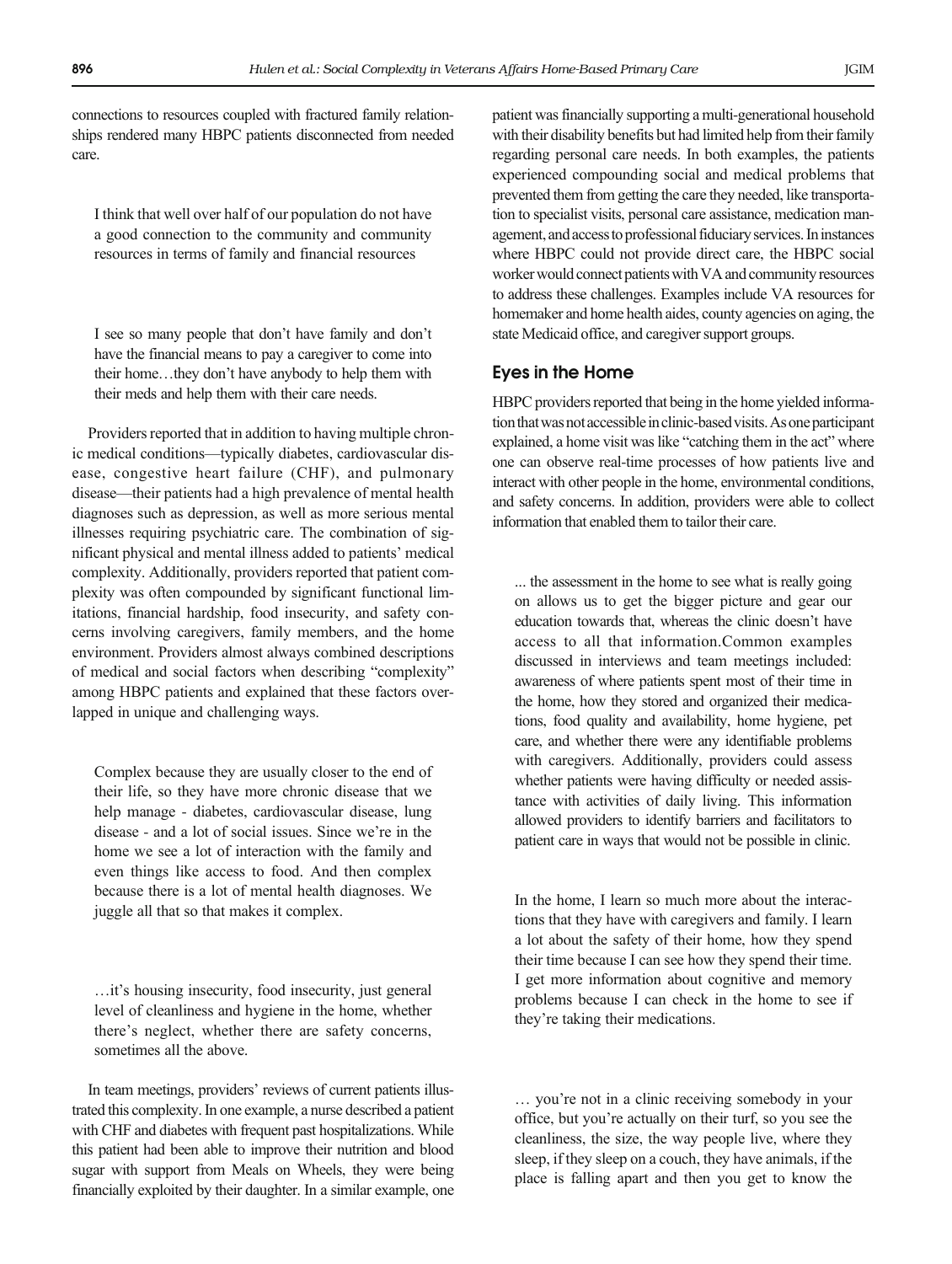connections to resources coupled with fractured family relationships rendered many HBPC patients disconnected from needed care.

> I think that well over half of our population do not have a good connection to the community and community resources in terms of family and financial resources

> I see so many people that don't have family and don't have the financial means to pay a caregiver to come into their home…they don't have anybody to help them with their meds and help them with their care needs.

Providers reported that in addition to having multiple chronic medical conditions—typically diabetes, cardiovascular disease, congestive heart failure (CHF), and pulmonary disease—their patients had a high prevalence of mental health diagnoses such as depression, as well as more serious mental illnesses requiring psychiatric care. The combination of significant physical and mental illness added to patients' medical complexity. Additionally, providers reported that patient complexity was often compounded by significant functional limitations, financial hardship, food insecurity, and safety concerns involving caregivers, family members, and the home environment. Providers almost always combined descriptions of medical and social factors when describing "complexity" among HBPC patients and explained that these factors overlapped in unique and challenging ways.

> Complex because they are usually closer to the end of their life, so they have more chronic disease that we help manage - diabetes, cardiovascular disease, lung disease - and a lot of social issues. Since we're in the home we see a lot of interaction with the family and even things like access to food. And then complex because there is a lot of mental health diagnoses. We juggle all that so that makes it complex.

> …it's housing insecurity, food insecurity, just general level of cleanliness and hygiene in the home, whether there's neglect, whether there are safety concerns, sometimes all the above.

In team meetings, providers' reviews of current patients illustrated this complexity. In one example, a nurse described a patient with CHF and diabetes with frequent past hospitalizations. While this patient had been able to improve their nutrition and blood sugar with support from Meals on Wheels, they were being financially exploited by their daughter. In a similar example, one patient was financially supporting a multi-generational household with their disability benefits but had limited help from their family regarding personal care needs. In both examples, the patients experienced compounding social and medical problems that prevented them from getting the care they needed, like transportation to specialist visits, personal care assistance, medication management, and access to professional fiduciary services. In instances where HBPC could not provide direct care, the HBPC social worker would connect patients with VA and community resources to address these challenges. Examples include VA resources for homemaker and home health aides, county agencies on aging, the state Medicaid office, and caregiver support groups.

## Eyes in the Home

HBPC providers reported that being in the home yielded information that was not accessible in clinic-based visits. As one participant explained, a home visit was like "catching them in the act" where one can observe real-time processes of how patients live and interact with other people in the home, environmental conditions, and safety concerns. In addition, providers were able to collect information that enabled them to tailor their care.

> ... the assessment in the home to see what is really going on allows us to get the bigger picture and gear our education towards that, whereas the clinic doesn't have access to all that information.Common examples discussed in interviews and team meetings included: awareness of where patients spent most of their time in the home, how they stored and organized their medications, food quality and availability, home hygiene, pet care, and whether there were any identifiable problems with caregivers. Additionally, providers could assess whether patients were having difficulty or needed assistance with activities of daily living. This information allowed providers to identify barriers and facilitators to patient care in ways that would not be possible in clinic.

> In the home, I learn so much more about the interactions that they have with caregivers and family. I learn a lot about the safety of their home, how they spend their time because I can see how they spend their time. I get more information about cognitive and memory problems because I can check in the home to see if they're taking their medications.

> … you're not in a clinic receiving somebody in your office, but you're actually on their turf, so you see the cleanliness, the size, the way people live, where they sleep, if they sleep on a couch, they have animals, if the place is falling apart and then you get to know the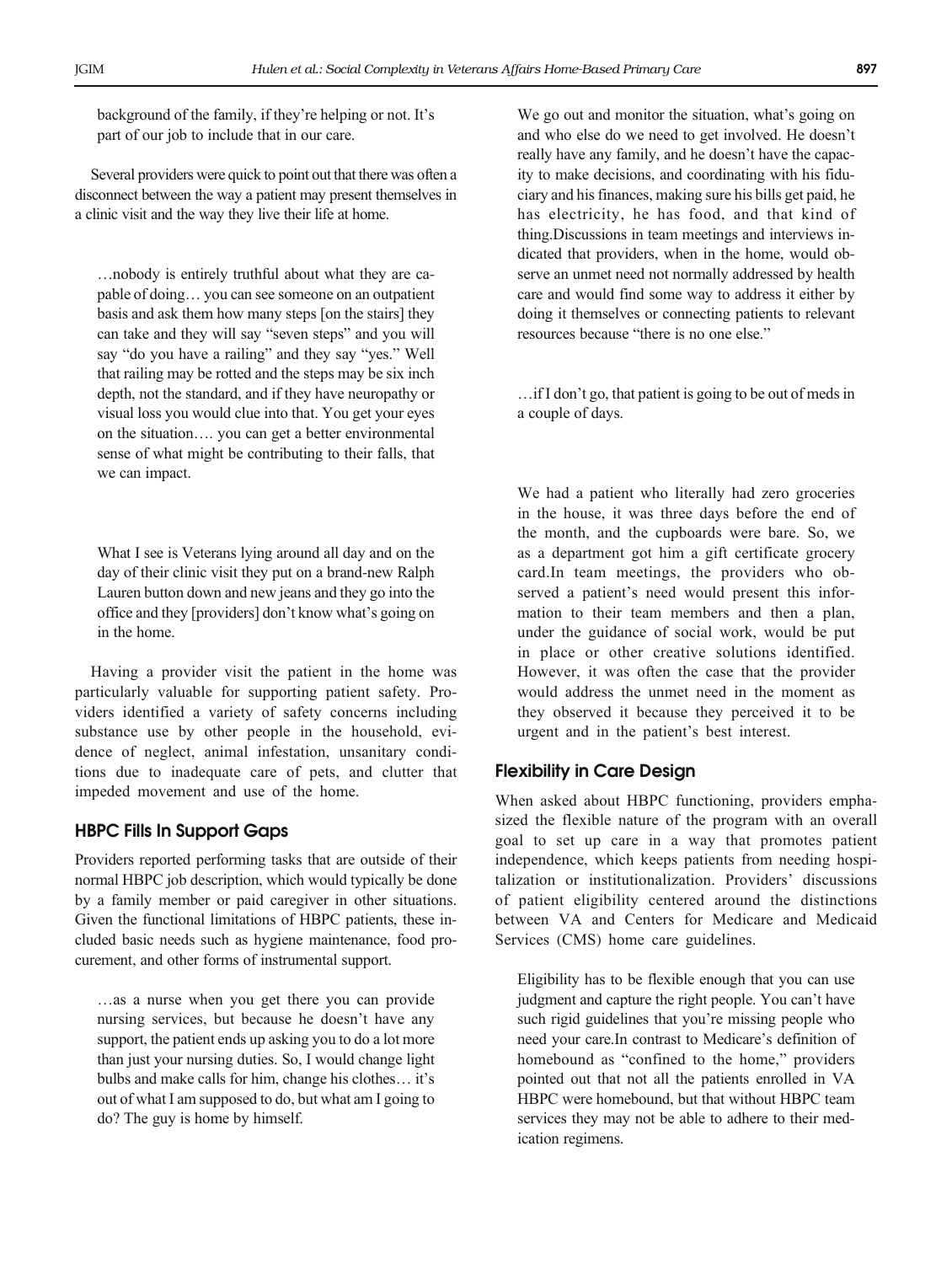background of the family, if they're helping or not. It's part of our job to include that in our care.

Several providers were quick to point out that there was often a disconnect between the way a patient may present themselves in a clinic visit and the way they live their life at home.

> …nobody is entirely truthful about what they are capable of doing… you can see someone on an outpatient basis and ask them how many steps [on the stairs] they can take and they will say "seven steps" and you will say "do you have a railing" and they say "yes." Well that railing may be rotted and the steps may be six inch depth, not the standard, and if they have neuropathy or visual loss you would clue into that. You get your eyes on the situation…. you can get a better environmental sense of what might be contributing to their falls, that we can impact.

> What I see is Veterans lying around all day and on the day of their clinic visit they put on a brand-new Ralph Lauren button down and new jeans and they go into the office and they [providers] don't know what's going on in the home.

Having a provider visit the patient in the home was particularly valuable for supporting patient safety. Providers identified a variety of safety concerns including substance use by other people in the household, evidence of neglect, animal infestation, unsanitary conditions due to inadequate care of pets, and clutter that impeded movement and use of the home.

### HBPC Fills In Support Gaps

Providers reported performing tasks that are outside of their normal HBPC job description, which would typically be done by a family member or paid caregiver in other situations. Given the functional limitations of HBPC patients, these included basic needs such as hygiene maintenance, food procurement, and other forms of instrumental support.

> …as a nurse when you get there you can provide nursing services, but because he doesn't have any support, the patient ends up asking you to do a lot more than just your nursing duties. So, I would change light bulbs and make calls for him, change his clothes… it's out of what I am supposed to do, but what am I going to do? The guy is home by himself.

> We go out and monitor the situation, what's going on and who else do we need to get involved. He doesn't really have any family, and he doesn't have the capacity to make decisions, and coordinating with his fiduciary and his finances, making sure his bills get paid, he has electricity, he has food, and that kind of thing.

Discussions in team meetings and interviews indicated that providers, when in the home, would observe an unmet need not normally addressed by health care and would find some way to address it either by doing it themselves or connecting patients to relevant resources because "there is no one else."

> …if I don't go, that patient is going to be out of meds in a couple of days.

> We had a patient who literally had zero groceries in the house, it was three days before the end of the month, and the cupboards were bare. So, we as a department got him a gift certificate grocery card.

In team meetings, the providers who observed a patient's need would present this information to their team members and then a plan, under the guidance of social work, would be put in place or other creative solutions identified. However, it was often the case that the provider would address the unmet need in the moment as they observed it because they perceived it to be urgent and in the patient's best interest.

### Flexibility in Care Design

When asked about HBPC functioning, providers emphasized the flexible nature of the program with an overall goal to set up care in a way that promotes patient independence, which keeps patients from needing hospitalization or institutionalization. Providers' discussions of patient eligibility centered around the distinctions between VA and Centers for Medicare and Medicaid Services (CMS) home care guidelines.

> Eligibility has to be flexible enough that you can use judgment and capture the right people. You can't have such rigid guidelines that you're missing people who need your care.

In contrast to Medicare's definition of homebound as "confined to the home," providers pointed out that not all the patients enrolled in VA HBPC were homebound, but that without HBPC team services they may not be able to adhere to their medication regimens.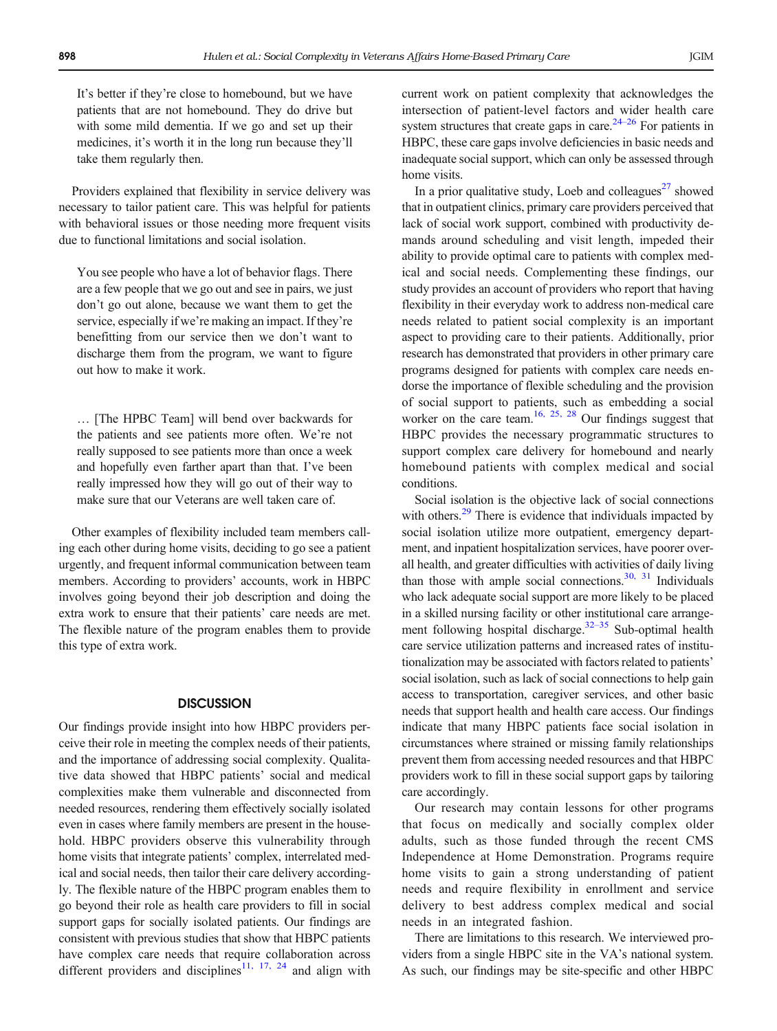> It's better if they're close to homebound, but we have patients that are not homebound. They do drive but with some mild dementia. If we go and set up their medicines, it's worth it in the long run because they'll take them regularly then.

Providers explained that flexibility in service delivery was necessary to tailor patient care. This was helpful for patients with behavioral issues or those needing more frequent visits due to functional limitations and social isolation.

> You see people who have a lot of behavior flags. There are a few people that we go out and see in pairs, we just don't go out alone, because we want them to get the service, especially if we're making an impact. If they're benefitting from our service then we don't want to discharge them from the program, we want to figure out how to make it work.

> … [The HPBC Team] will bend over backwards for the patients and see patients more often. We're not really supposed to see patients more than once a week and hopefully even farther apart than that. I've been really impressed how they will go out of their way to make sure that our Veterans are well taken care of.

Other examples of flexibility included team members calling each other during home visits, deciding to go see a patient urgently, and frequent informal communication between team members. According to providers' accounts, work in HBPC involves going beyond their job description and doing the extra work to ensure that their patients' care needs are met. The flexible nature of the program enables them to provide this type of extra work.

## DISCUSSION

Our findings provide insight into how HBPC providers perceive their role in meeting the complex needs of their patients, and the importance of addressing social complexity. Qualitative data showed that HBPC patients' social and medical complexities make them vulnerable and disconnected from needed resources, rendering them effectively socially isolated even in cases where family members are present in the household. HBPC providers observe this vulnerability through home visits that integrate patients' complex, interrelated medical and social needs, then tailor their care delivery accordingly. The flexible nature of the HBPC program enables them to go beyond their role as health care providers to fill in social support gaps for socially isolated patients. Our findings are consistent with previous studies that show that HBPC patients have complex care needs that require collaboration across different providers and disciplines[11, 17, 24] and align with current work on patient complexity that acknowledges the intersection of patient-level factors and wider health care system structures that create gaps in care.[24–26] For patients in HBPC, these care gaps involve deficiencies in basic needs and inadequate social support, which can only be assessed through home visits.

In a prior qualitative study, Loeb and colleagues[27] showed that in outpatient clinics, primary care providers perceived that lack of social work support, combined with productivity demands around scheduling and visit length, impeded their ability to provide optimal care to patients with complex medical and social needs. Complementing these findings, our study provides an account of providers who report that having flexibility in their everyday work to address non-medical care needs related to patient social complexity is an important aspect to providing care to their patients. Additionally, prior research has demonstrated that providers in other primary care programs designed for patients with complex care needs endorse the importance of flexible scheduling and the provision of social support to patients, such as embedding a social worker on the care team.[16, 25, 28] Our findings suggest that HBPC provides the necessary programmatic structures to support complex care delivery for homebound and nearly homebound patients with complex medical and social conditions.

Social isolation is the objective lack of social connections with others.[29] There is evidence that individuals impacted by social isolation utilize more outpatient, emergency department, and inpatient hospitalization services, have poorer overall health, and greater difficulties with activities of daily living than those with ample social connections.[30, 31] Individuals who lack adequate social support are more likely to be placed in a skilled nursing facility or other institutional care arrangement following hospital discharge.[32–35] Sub-optimal health care service utilization patterns and increased rates of institutionalization may be associated with factors related to patients' social isolation, such as lack of social connections to help gain access to transportation, caregiver services, and other basic needs that support health and health care access. Our findings indicate that many HBPC patients face social isolation in circumstances where strained or missing family relationships prevent them from accessing needed resources and that HBPC providers work to fill in these social support gaps by tailoring care accordingly.

Our research may contain lessons for other programs that focus on medically and socially complex older adults, such as those funded through the recent CMS Independence at Home Demonstration. Programs require home visits to gain a strong understanding of patient needs and require flexibility in enrollment and service delivery to best address complex medical and social needs in an integrated fashion.

There are limitations to this research. We interviewed providers from a single HBPC site in the VA's national system. As such, our findings may be site-specific and other HBPC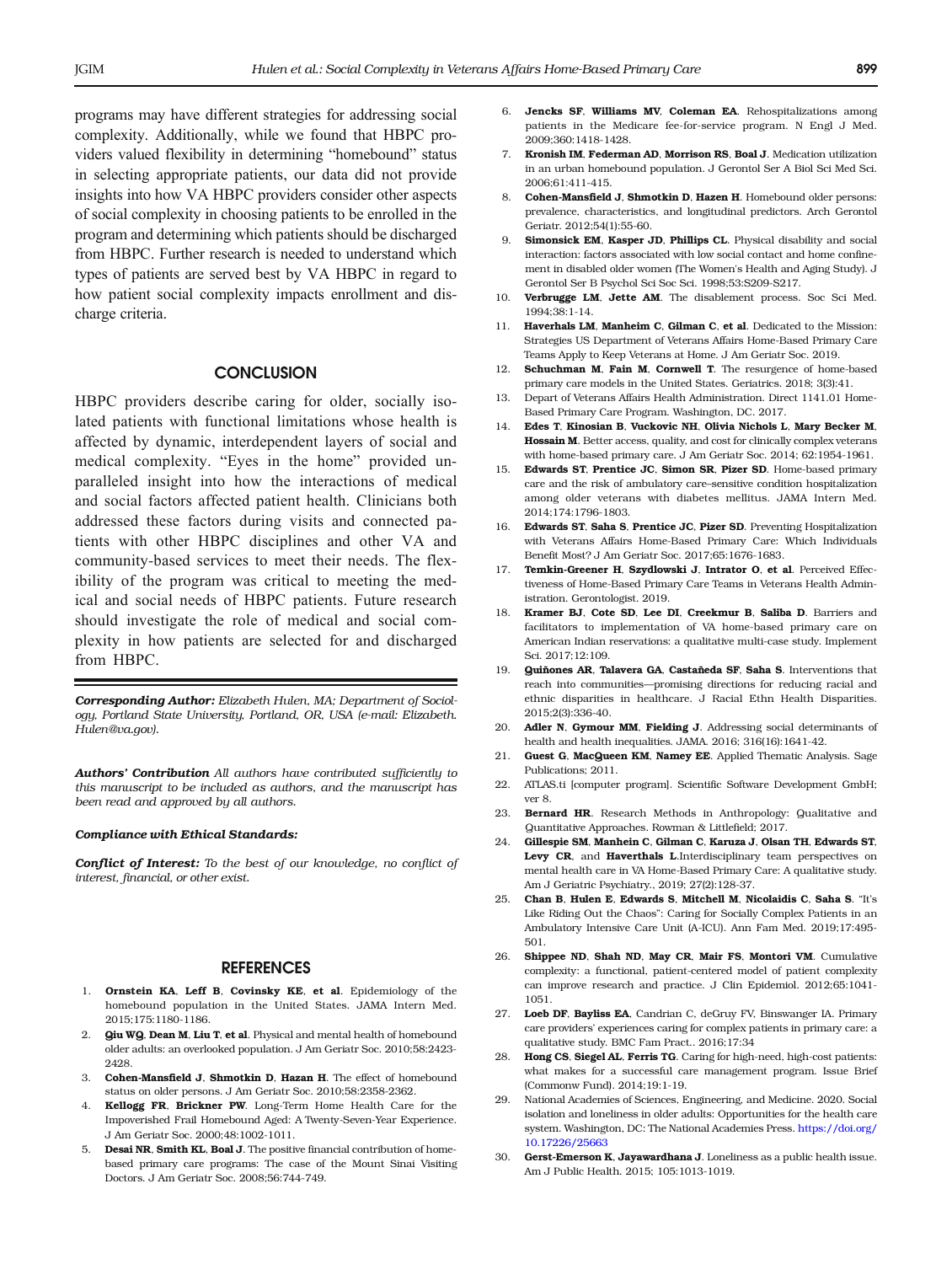programs may have different strategies for addressing social complexity. Additionally, while we found that HBPC providers valued flexibility in determining "homebound" status in selecting appropriate patients, our data did not provide insights into how VA HBPC providers consider other aspects of social complexity in choosing patients to be enrolled in the program and determining which patients should be discharged from HBPC. Further research is needed to understand which types of patients are served best by VA HBPC in regard to how patient social complexity impacts enrollment and discharge criteria.

## CONCLUSION

HBPC providers describe caring for older, socially isolated patients with functional limitations whose health is affected by dynamic, interdependent layers of social and medical complexity. "Eyes in the home" provided unparalleled insight into how the interactions of medical and social factors affected patient health. Clinicians both addressed these factors during visits and connected patients with other HBPC disciplines and other VA and community-based services to meet their needs. The flexibility of the program was critical to meeting the medical and social needs of HBPC patients. Future research should investigate the role of medical and social complexity in how patients are selected for and discharged from HBPC.

***Corresponding Author:*** *Elizabeth Hulen, MA; Department of Sociology, Portland State University, Portland, OR, USA (e-mail: Elizabeth.Hulen@va.gov).*

***Authors' Contribution*** *All authors have contributed sufficiently to this manuscript to be included as authors, and the manuscript has been read and approved by all authors.*

***Compliance with Ethical Standards:***

***Conflict of Interest:*** *To the best of our knowledge, no conflict of interest, financial, or other exist.*

## REFERENCES

1. **Ornstein KA**, **Leff B**, **Covinsky KE**, **et al**. Epidemiology of the homebound population in the United States. JAMA Intern Med. 2015;175:1180-1186.
2. **Qiu WQ**, **Dean M**, **Liu T**, **et al**. Physical and mental health of homebound older adults: an overlooked population. J Am Geriatr Soc. 2010;58:2423-2428.
3. **Cohen-Mansfield J**, **Shmotkin D**, **Hazan H**. The effect of homebound status on older persons. J Am Geriatr Soc. 2010;58:2358-2362.
4. **Kellogg FR**, **Brickner PW**. Long-Term Home Health Care for the Impoverished Frail Homebound Aged: A Twenty-Seven-Year Experience. J Am Geriatr Soc. 2000;48:1002-1011.
5. **Desai NR**, **Smith KL**, **Boal J**. The positive financial contribution of home-based primary care programs: The case of the Mount Sinai Visiting Doctors. J Am Geriatr Soc. 2008;56:744-749.
6. **Jencks SF**, **Williams MV**, **Coleman EA**. Rehospitalizations among patients in the Medicare fee-for-service program. N Engl J Med. 2009;360:1418-1428.
7. **Kronish IM**, **Federman AD**, **Morrison RS**, **Boal J**. Medication utilization in an urban homebound population. J Gerontol Ser A Biol Sci Med Sci. 2006;61:411-415.
8. **Cohen-Mansfield J**, **Shmotkin D**, **Hazen H**. Homebound older persons: prevalence, characteristics, and longitudinal predictors. Arch Gerontol Geriatr. 2012;54(1):55-60.
9. **Simonsick EM**, **Kasper JD**, **Phillips CL**. Physical disability and social interaction: factors associated with low social contact and home confinement in disabled older women (The Women's Health and Aging Study). J Gerontol Ser B Psychol Sci Soc Sci. 1998;53:S209-S217.
10. **Verbrugge LM**, **Jette AM**. The disablement process. Soc Sci Med. 1994;38:1-14.
11. **Haverhals LM**, **Manheim C**, **Gilman C**, **et al**. Dedicated to the Mission: Strategies US Department of Veterans Affairs Home-Based Primary Care Teams Apply to Keep Veterans at Home. J Am Geriatr Soc. 2019.
12. **Schuchman M**, **Fain M**, **Cornwell T**. The resurgence of home-based primary care models in the United States. Geriatrics. 2018; 3(3):41.
13. Depart of Veterans Affairs Health Administration. Direct 1141.01 Home-Based Primary Care Program. Washington, DC. 2017.
14. **Edes T**, **Kinosian B**, **Vuckovic NH**, **Olivia Nichols L**, **Mary Becker M**, **Hossain M**. Better access, quality, and cost for clinically complex veterans with home-based primary care. J Am Geriatr Soc. 2014; 62:1954-1961.
15. **Edwards ST**, **Prentice JC**, **Simon SR**, **Pizer SD**. Home-based primary care and the risk of ambulatory care–sensitive condition hospitalization among older veterans with diabetes mellitus. JAMA Intern Med. 2014;174:1796-1803.
16. **Edwards ST**, **Saha S**, **Prentice JC**, **Pizer SD**. Preventing Hospitalization with Veterans Affairs Home-Based Primary Care: Which Individuals Benefit Most? J Am Geriatr Soc. 2017;65:1676-1683.
17. **Temkin-Greener H**, **Szydlowski J**, **Intrator O**, **et al**. Perceived Effectiveness of Home-Based Primary Care Teams in Veterans Health Administration. Gerontologist. 2019.
18. **Kramer BJ**, **Cote SD**, **Lee DI**, **Creekmur B**, **Saliba D**. Barriers and facilitators to implementation of VA home-based primary care on American Indian reservations: a qualitative multi-case study. Implement Sci. 2017;12:109.
19. **Quiñones AR**, **Talavera GA**, **Castañeda SF**, **Saha S**. Interventions that reach into communities—promising directions for reducing racial and ethnic disparities in healthcare. J Racial Ethn Health Disparities. 2015;2(3):336-40.
20. **Adler N**, **Gymour MM**, **Fielding J**. Addressing social determinants of health and health inequalities. JAMA. 2016; 316(16):1641-42.
21. **Guest G**, **MacQueen KM**, **Namey EE**. Applied Thematic Analysis. Sage Publications; 2011.
22. ATLAS.ti [computer program]. Scientific Software Development GmbH; ver 8.
23. **Bernard HR**. Research Methods in Anthropology: Qualitative and Quantitative Approaches. Rowman & Littlefield; 2017.
24. **Gillespie SM**, **Manhein C**, **Gilman C**, **Karuza J**, **Olsan TH**, **Edwards ST**, **Levy CR**, and **Haverthals L**.Interdisciplinary team perspectives on mental health care in VA Home-Based Primary Care: A qualitative study. Am J Geriatric Psychiatry., 2019; 27(2):128-37.
25. **Chan B**, **Hulen E**, **Edwards S**, **Mitchell M**, **Nicolaidis C**, **Saha S**. "It's Like Riding Out the Chaos": Caring for Socially Complex Patients in an Ambulatory Intensive Care Unit (A-ICU). Ann Fam Med. 2019;17:495-501.
26. **Shippee ND**, **Shah ND**, **May CR**, **Mair FS**, **Montori VM**. Cumulative complexity: a functional, patient-centered model of patient complexity can improve research and practice. J Clin Epidemiol. 2012;65:1041-1051.
27. **Loeb DF**, **Bayliss EA**, Candrian C, deGruy FV, Binswanger IA. Primary care providers' experiences caring for complex patients in primary care: a qualitative study. BMC Fam Pract.. 2016;17:34
28. **Hong CS**, **Siegel AL**, **Ferris TG**. Caring for high-need, high-cost patients: what makes for a successful care management program. Issue Brief (Commonw Fund). 2014;19:1-19.
29. National Academies of Sciences, Engineering, and Medicine. 2020. Social isolation and loneliness in older adults: Opportunities for the health care system. Washington, DC: The National Academies Press. https://doi.org/10.17226/25663
30. **Gerst-Emerson K**, **Jayawardhana J**. Loneliness as a public health issue. Am J Public Health. 2015; 105:1013-1019.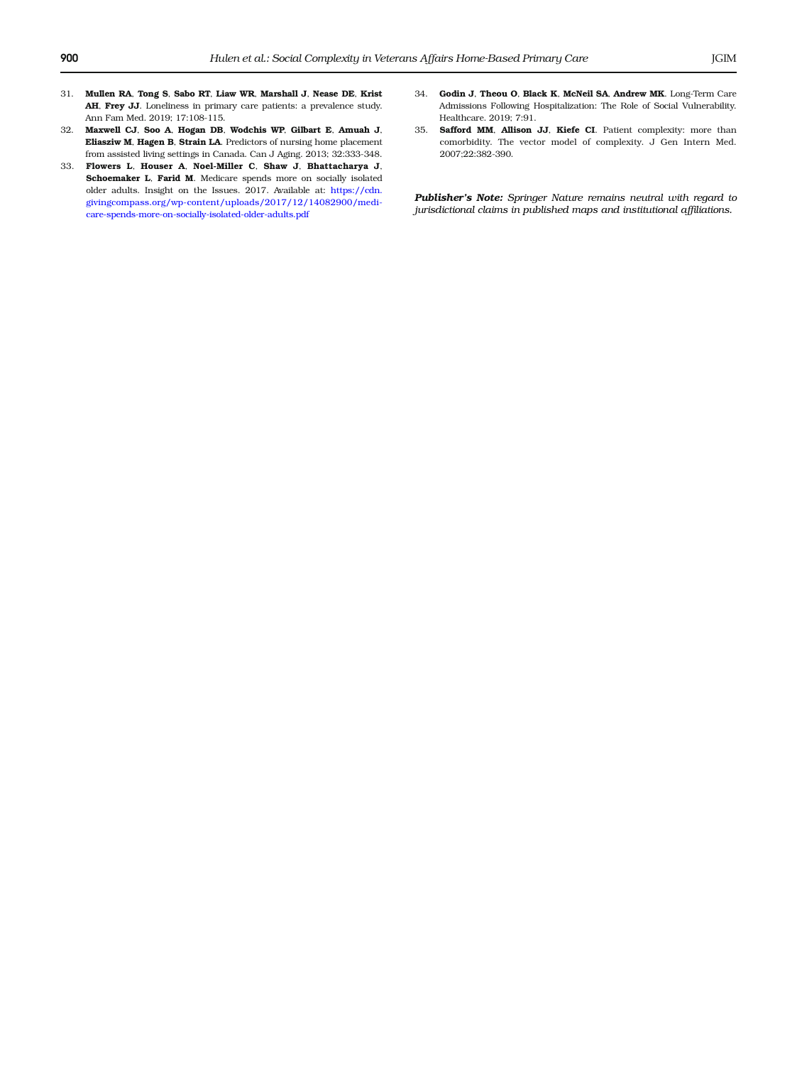31. **Mullen RA**, **Tong S**, **Sabo RT**, **Liaw WR**, **Marshall J**, **Nease DE**, **Krist AH**, **Frey JJ**. Loneliness in primary care patients: a prevalence study. Ann Fam Med. 2019; 17:108-115.
32. **Maxwell CJ**, **Soo A**, **Hogan DB**, **Wodchis WP**, **Gilbert E**, **Amuah J**, **Eliasziw M**, **Hagen B**, **Strain LA**. Predictors of nursing home placement from assisted living settings in Canada. Can J Aging. 2013; 32:333-348.
33. **Flowers L**, **Houser A**, **Noel-Miller C**, **Shaw J**, **Bhattacharya J**, **Schoemaker L**, **Farid M**. Medicare spends more on socially isolated older adults. Insight on the Issues. 2017. Available at: https://cdn.givingcompass.org/wp-content/uploads/2017/12/14082900/medicare-spends-more-on-socially-isolated-older-adults.pdf
34. **Godin J**, **Theou O**, **Black K**, **McNeil SA**, **Andrew MK**. Long-Term Care Admissions Following Hospitalization: The Role of Social Vulnerability. Healthcare. 2019; 7:91.
35. **Safford MM**, **Allison JJ**, **Kiefe CI**. Patient complexity: more than comorbidity. The vector model of complexity. J Gen Intern Med. 2007;22:382-390.

***Publisher's Note:*** *Springer Nature remains neutral with regard to jurisdictional claims in published maps and institutional affiliations.*